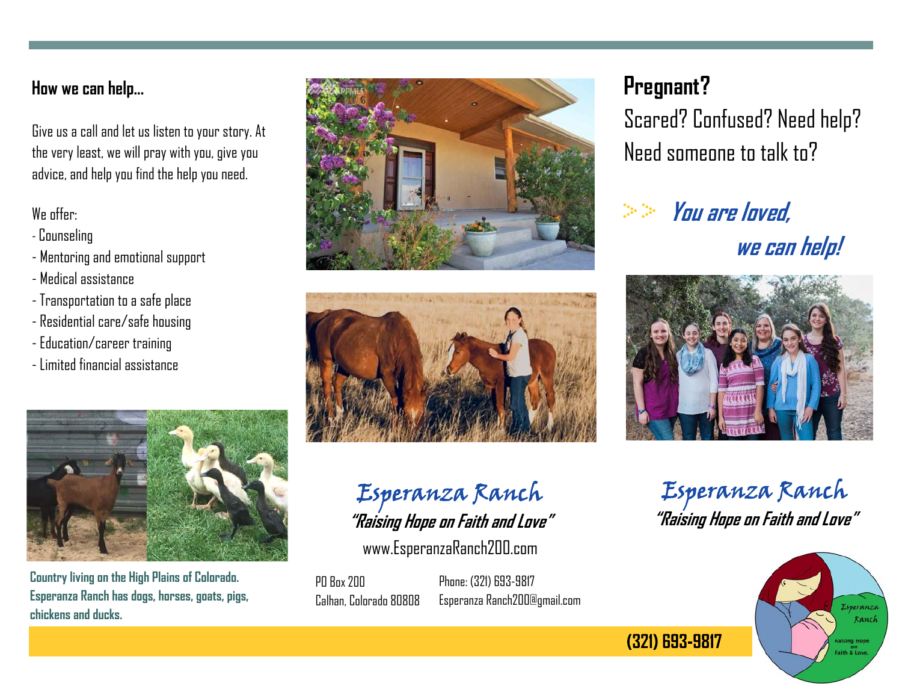## How we can help...

Give us a call and let us listen to your story. At the very least, we will pray with you, give you advice, and help you find the help you need.

We offer:

- Counseling
- Mentoring and emotional support
- Medical assistance
- Transportation to a safe place
- Residential care/safe housing
- Education/career training
- Limited financial assistance

**Country living on the High Plains of Colorado. Esperanza Ranch has dogs, horses, goats, pigs, chickens and ducks.**

# Esperanza Ranch

***"Raising Hope on Faith and Love"***

www.EsperanzaRanch200.com

PO Box 200
Calhan, Colorado 80808

Phone: (321) 693-9817
Esperanza Ranch200@gmail.com

## Pregnant?

Scared? Confused? Need help? Need someone to talk to?

***You are loved, we can help!***

# Esperanza Ranch

***"Raising Hope on Faith and Love"***

**(321) 693-9817**

Esperanza Ranch
Raising Hope on Faith & Love.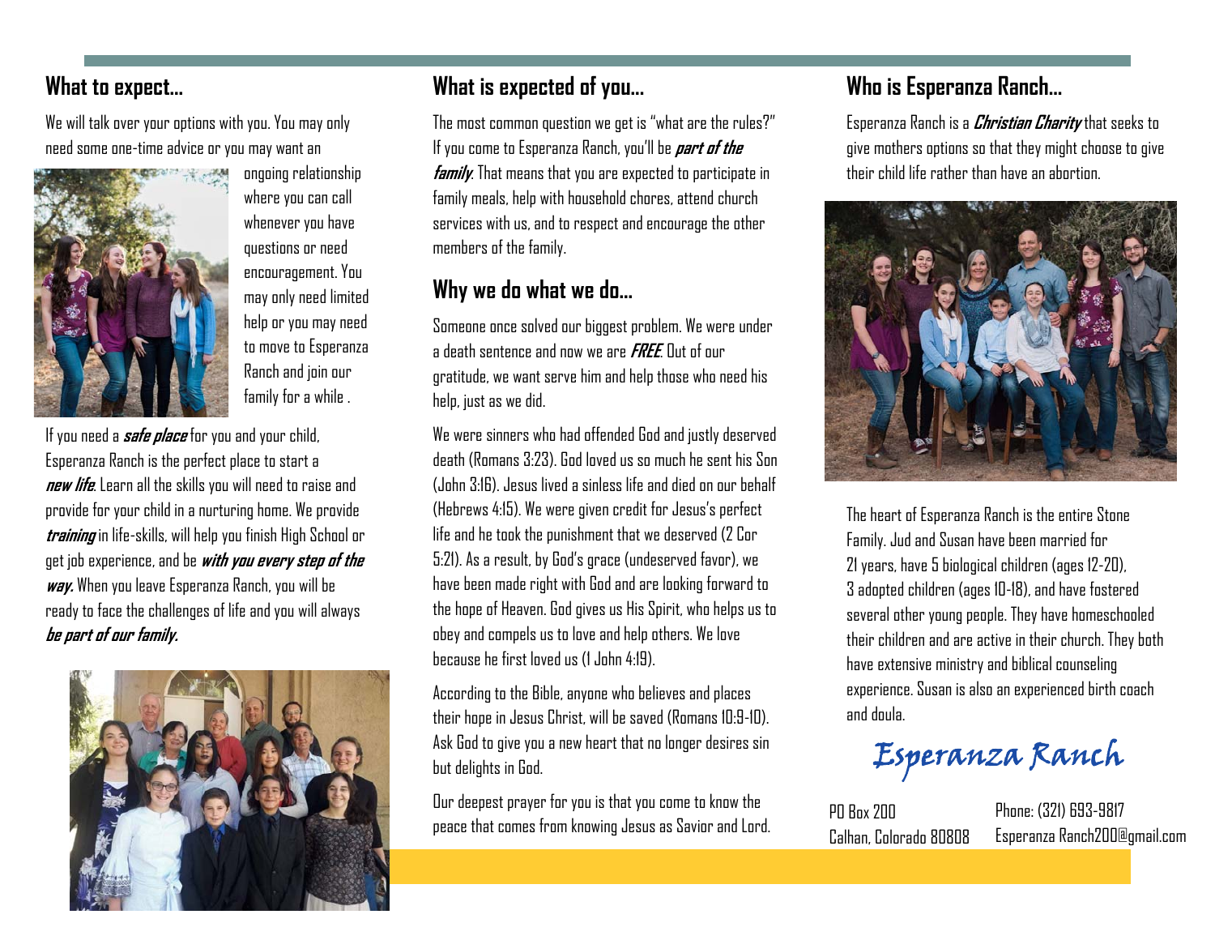## What to expect…

We will talk over your options with you. You may only need some one-time advice or you may want an ongoing relationship where you can call whenever you have questions or need encouragement. You may only need limited help or you may need to move to Esperanza Ranch and join our family for a while .

If you need a ***safe place*** for you and your child, Esperanza Ranch is the perfect place to start a ***new life***. Learn all the skills you will need to raise and provide for your child in a nurturing home. We provide ***training*** in life-skills, will help you finish High School or get job experience, and be ***with you every step of the way.*** When you leave Esperanza Ranch, you will be ready to face the challenges of life and you will always ***be part of our family.***

## What is expected of you…

The most common question we get is "what are the rules?" If you come to Esperanza Ranch, you'll be ***part of the family***. That means that you are expected to participate in family meals, help with household chores, attend church services with us, and to respect and encourage the other members of the family.

## Why we do what we do…

Someone once solved our biggest problem. We were under a death sentence and now we are ***FREE***. Out of our gratitude, we want serve him and help those who need his help, just as we did.

We were sinners who had offended God and justly deserved death (Romans 3:23). God loved us so much he sent his Son (John 3:16). Jesus lived a sinless life and died on our behalf (Hebrews 4:15). We were given credit for Jesus's perfect life and he took the punishment that we deserved (2 Cor 5:21). As a result, by God's grace (undeserved favor), we have been made right with God and are looking forward to the hope of Heaven. God gives us His Spirit, who helps us to obey and compels us to love and help others. We love because he first loved us (1 John 4:19).

According to the Bible, anyone who believes and places their hope in Jesus Christ, will be saved (Romans 10:9-10). Ask God to give you a new heart that no longer desires sin but delights in God.

Our deepest prayer for you is that you come to know the peace that comes from knowing Jesus as Savior and Lord.

## Who is Esperanza Ranch…

Esperanza Ranch is a ***Christian Charity*** that seeks to give mothers options so that they might choose to give their child life rather than have an abortion.

The heart of Esperanza Ranch is the entire Stone Family. Jud and Susan have been married for 21 years, have 5 biological children (ages 12-20), 3 adopted children (ages 10-18), and have fostered several other young people. They have homeschooled their children and are active in their church. They both have extensive ministry and biblical counseling experience. Susan is also an experienced birth coach and doula.

# Esperanza Ranch

PO Box 200
Calhan, Colorado 80808

Phone: (321) 693-9817
Esperanza Ranch200@gmail.com